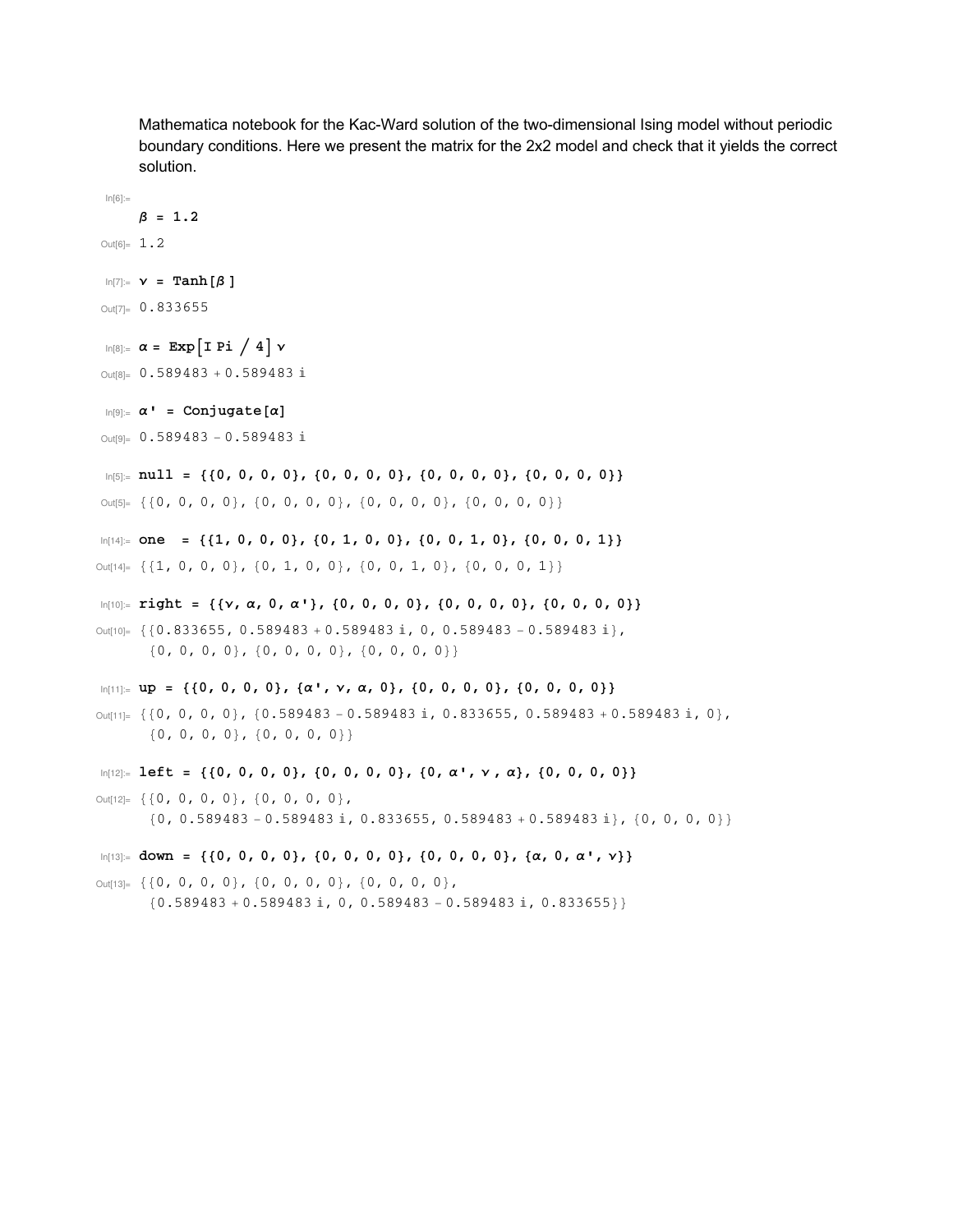Mathematica notebook for the Kac-Ward solution of the two-dimensional Ising model without periodic boundary conditions. Here we present the matrix for the 2x2 model and check that it yields the correct solution.

In[6]:=
```
β = 1.2
```
Out[6]= 1.2

In[7]:=
```
ν = Tanh[β]
```
Out[7]= 0.833655

In[8]:=
```
α = Exp[I Pi / 4] ν
```
Out[8]= 0.589483 + 0.589483 ⅈ

In[9]:=
```
α' = Conjugate[α]
```
Out[9]= 0.589483 − 0.589483 ⅈ

In[5]:=
```
null = {{0, 0, 0, 0}, {0, 0, 0, 0}, {0, 0, 0, 0}, {0, 0, 0, 0}}
```
Out[5]= {{0, 0, 0, 0}, {0, 0, 0, 0}, {0, 0, 0, 0}, {0, 0, 0, 0}}

In[14]:=
```
one  = {{1, 0, 0, 0}, {0, 1, 0, 0}, {0, 0, 1, 0}, {0, 0, 0, 1}}
```
Out[14]= {{1, 0, 0, 0}, {0, 1, 0, 0}, {0, 0, 1, 0}, {0, 0, 0, 1}}

In[10]:=
```
right = {{ν, α, 0, α'}, {0, 0, 0, 0}, {0, 0, 0, 0}, {0, 0, 0, 0}}
```
Out[10]= {{0.833655, 0.589483 + 0.589483 ⅈ, 0, 0.589483 − 0.589483 ⅈ}, {0, 0, 0, 0}, {0, 0, 0, 0}, {0, 0, 0, 0}}

In[11]:=
```
up = {{0, 0, 0, 0}, {α', ν, α, 0}, {0, 0, 0, 0}, {0, 0, 0, 0}}
```
Out[11]= {{0, 0, 0, 0}, {0.589483 − 0.589483 ⅈ, 0.833655, 0.589483 + 0.589483 ⅈ, 0}, {0, 0, 0, 0}, {0, 0, 0, 0}}

In[12]:=
```
left = {{0, 0, 0, 0}, {0, 0, 0, 0}, {0, α', ν , α}, {0, 0, 0, 0}}
```
Out[12]= {{0, 0, 0, 0}, {0, 0, 0, 0}, {0, 0.589483 − 0.589483 ⅈ, 0.833655, 0.589483 + 0.589483 ⅈ}, {0, 0, 0, 0}}

In[13]:=
```
down = {{0, 0, 0, 0}, {0, 0, 0, 0}, {0, 0, 0, 0}, {α, 0, α', ν}}
```
Out[13]= {{0, 0, 0, 0}, {0, 0, 0, 0}, {0, 0, 0, 0}, {0.589483 + 0.589483 ⅈ, 0, 0.589483 − 0.589483 ⅈ, 0.833655}}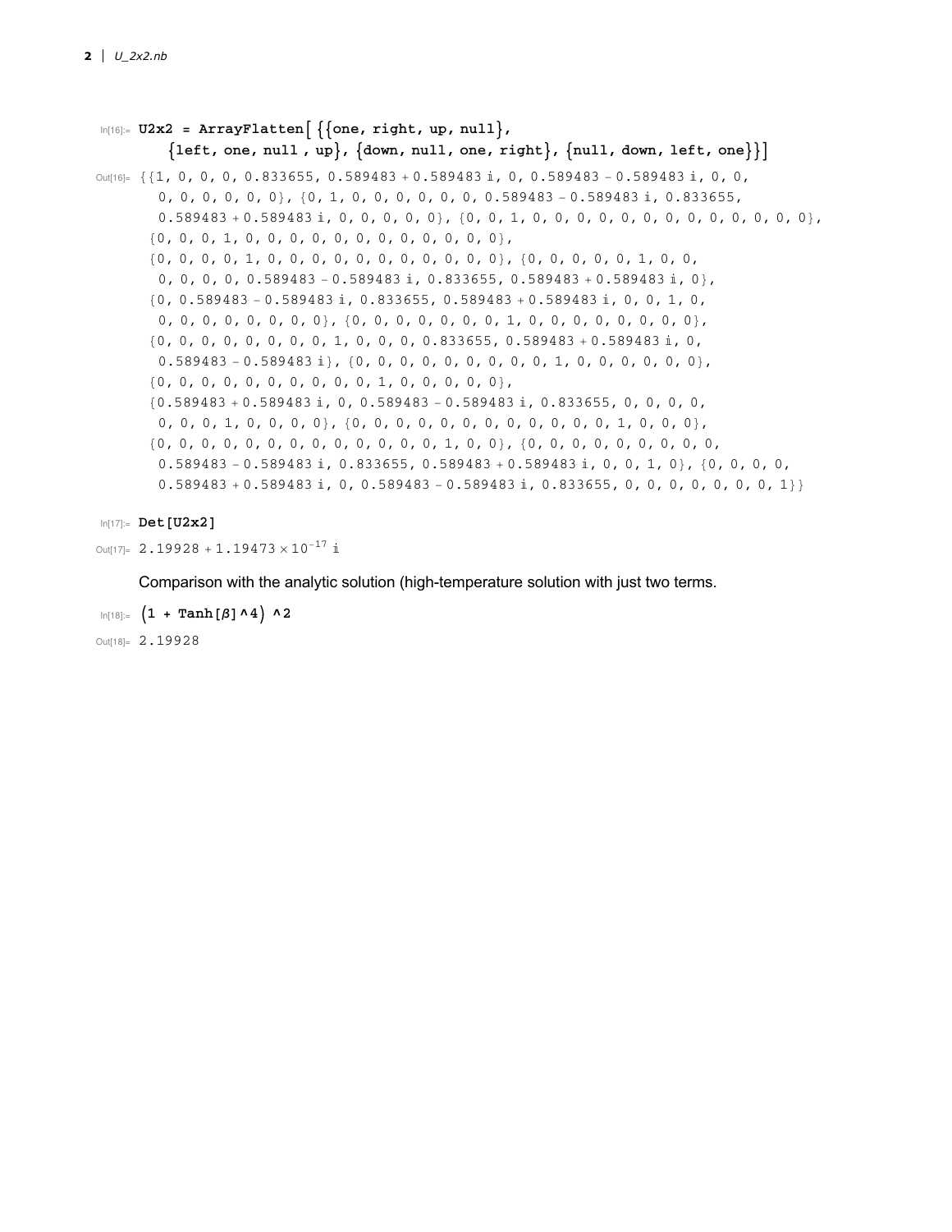```
In[16]:= U2x2 = ArrayFlatten[ {{one, right, up, null},
          {left, one, null , up}, {down, null, one, right}, {null, down, left, one}}]

Out[16]= {{1, 0, 0, 0, 0.833655, 0.589483 + 0.589483 i, 0, 0.589483 - 0.589483 i, 0, 0,
          0, 0, 0, 0, 0, 0}, {0, 1, 0, 0, 0, 0, 0, 0, 0.589483 - 0.589483 i, 0.833655,
          0.589483 + 0.589483 i, 0, 0, 0, 0, 0}, {0, 0, 1, 0, 0, 0, 0, 0, 0, 0, 0, 0, 0, 0, 0, 0},
         {0, 0, 0, 1, 0, 0, 0, 0, 0, 0, 0, 0, 0, 0, 0, 0},
         {0, 0, 0, 0, 1, 0, 0, 0, 0, 0, 0, 0, 0, 0, 0, 0}, {0, 0, 0, 0, 0, 1, 0, 0,
          0, 0, 0, 0, 0.589483 - 0.589483 i, 0.833655, 0.589483 + 0.589483 i, 0},
         {0, 0.589483 - 0.589483 i, 0.833655, 0.589483 + 0.589483 i, 0, 0, 1, 0,
          0, 0, 0, 0, 0, 0, 0, 0}, {0, 0, 0, 0, 0, 0, 0, 1, 0, 0, 0, 0, 0, 0, 0, 0},
         {0, 0, 0, 0, 0, 0, 0, 0, 1, 0, 0, 0, 0.833655, 0.589483 + 0.589483 i, 0,
          0.589483 - 0.589483 i}, {0, 0, 0, 0, 0, 0, 0, 0, 0, 1, 0, 0, 0, 0, 0, 0},
         {0, 0, 0, 0, 0, 0, 0, 0, 0, 0, 1, 0, 0, 0, 0, 0},
         {0.589483 + 0.589483 i, 0, 0.589483 - 0.589483 i, 0.833655, 0, 0, 0, 0,
          0, 0, 0, 1, 0, 0, 0, 0}, {0, 0, 0, 0, 0, 0, 0, 0, 0, 0, 0, 0, 1, 0, 0, 0},
         {0, 0, 0, 0, 0, 0, 0, 0, 0, 0, 0, 0, 0, 1, 0, 0}, {0, 0, 0, 0, 0, 0, 0, 0, 0,
          0.589483 - 0.589483 i, 0.833655, 0.589483 + 0.589483 i, 0, 0, 1, 0}, {0, 0, 0, 0,
          0.589483 + 0.589483 i, 0, 0.589483 - 0.589483 i, 0.833655, 0, 0, 0, 0, 0, 0, 0, 1}}

In[17]:= Det[U2x2]

Out[17]= 2.19928 + 1.19473 × 10^-17 i
```

Comparison with the analytic solution (high-temperature solution with just two terms.

```
In[18]:= (1 + Tanh[β]^4) ^2

Out[18]= 2.19928
```